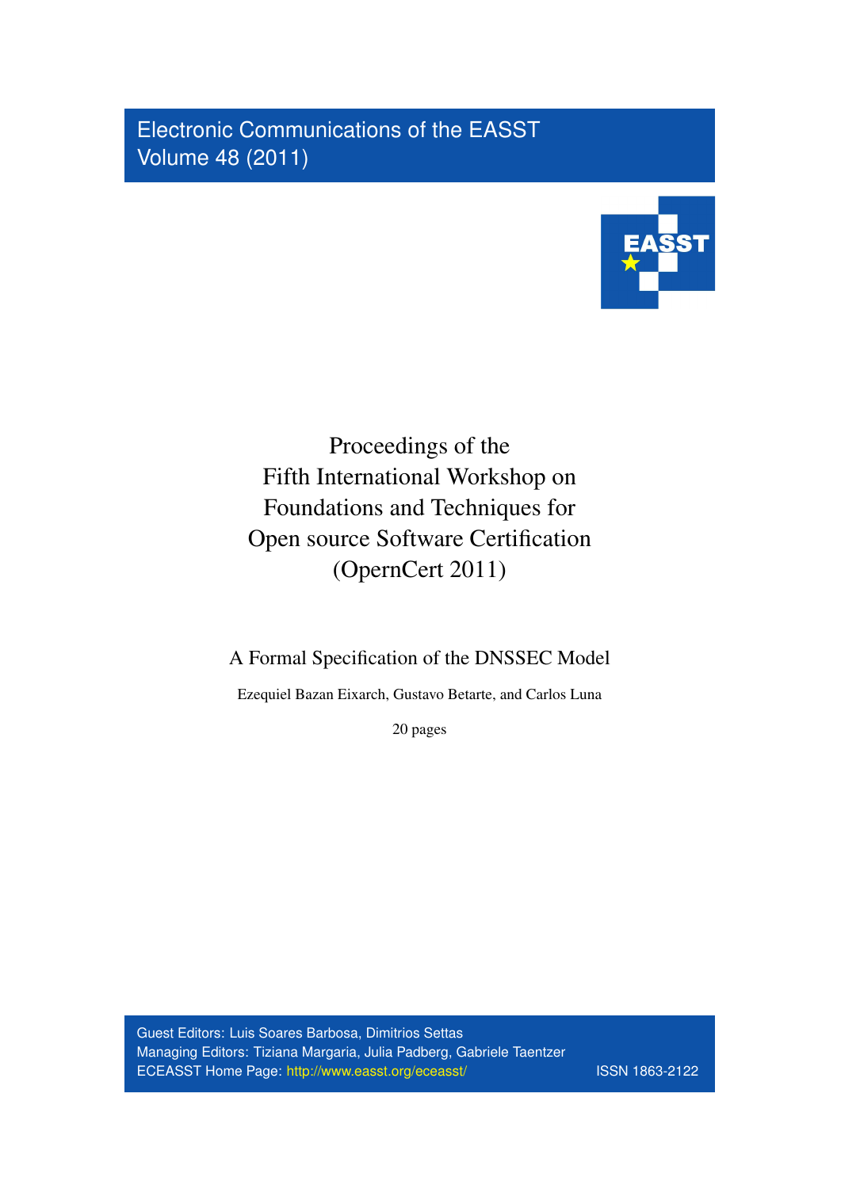Electronic Communications of the EASST
Volume 48 (2011)

# Proceedings of the Fifth International Workshop on Foundations and Techniques for Open source Software Certification (OpernCert 2011)

## A Formal Specification of the DNSSEC Model

Ezequiel Bazan Eixarch, Gustavo Betarte, and Carlos Luna

20 pages

Guest Editors: Luis Soares Barbosa, Dimitrios Settas
Managing Editors: Tiziana Margaria, Julia Padberg, Gabriele Taentzer
ECEASST Home Page: http://www.easst.org/eceasst/ ISSN 1863-2122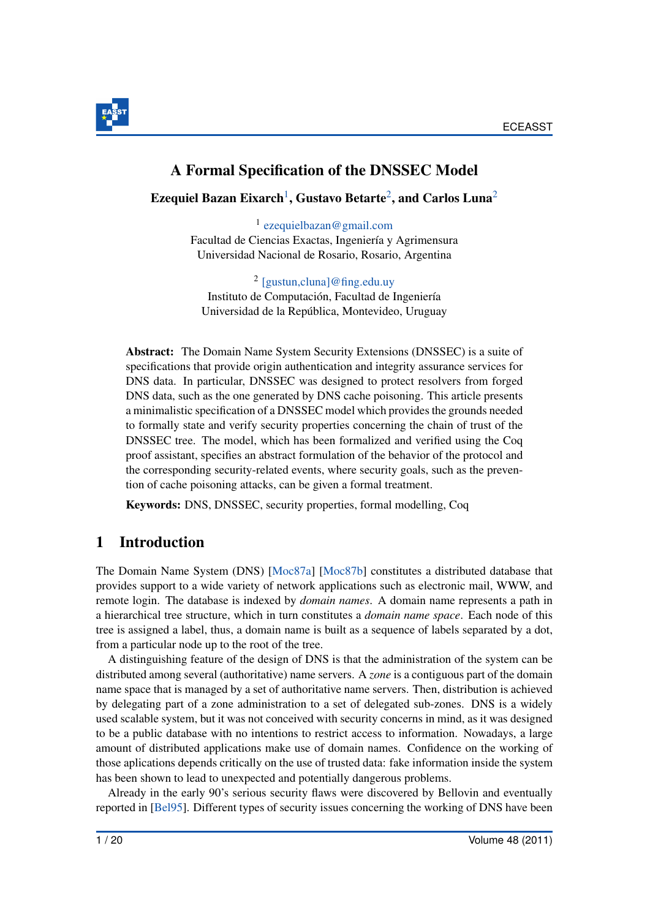# A Formal Specification of the DNSSEC Model

**Ezequiel Bazan Eixarch**[1], **Gustavo Betarte**[2], **and Carlos Luna**[2]

[1] ezequielbazan@gmail.com
Facultad de Ciencias Exactas, Ingeniería y Agrimensura
Universidad Nacional de Rosario, Rosario, Argentina

[2] [gustun,cluna]@fing.edu.uy
Instituto de Computación, Facultad de Ingeniería
Universidad de la República, Montevideo, Uruguay

**Abstract:** The Domain Name System Security Extensions (DNSSEC) is a suite of specifications that provide origin authentication and integrity assurance services for DNS data. In particular, DNSSEC was designed to protect resolvers from forged DNS data, such as the one generated by DNS cache poisoning. This article presents a minimalistic specification of a DNSSEC model which provides the grounds needed to formally state and verify security properties concerning the chain of trust of the DNSSEC tree. The model, which has been formalized and verified using the Coq proof assistant, specifies an abstract formulation of the behavior of the protocol and the corresponding security-related events, where security goals, such as the prevention of cache poisoning attacks, can be given a formal treatment.

**Keywords:** DNS, DNSSEC, security properties, formal modelling, Coq

## 1 Introduction

The Domain Name System (DNS) [Moc87a] [Moc87b] constitutes a distributed database that provides support to a wide variety of network applications such as electronic mail, WWW, and remote login. The database is indexed by *domain names*. A domain name represents a path in a hierarchical tree structure, which in turn constitutes a *domain name space*. Each node of this tree is assigned a label, thus, a domain name is built as a sequence of labels separated by a dot, from a particular node up to the root of the tree.

A distinguishing feature of the design of DNS is that the administration of the system can be distributed among several (authoritative) name servers. A *zone* is a contiguous part of the domain name space that is managed by a set of authoritative name servers. Then, distribution is achieved by delegating part of a zone administration to a set of delegated sub-zones. DNS is a widely used scalable system, but it was not conceived with security concerns in mind, as it was designed to be a public database with no intentions to restrict access to information. Nowadays, a large amount of distributed applications make use of domain names. Confidence on the working of those aplications depends critically on the use of trusted data: fake information inside the system has been shown to lead to unexpected and potentially dangerous problems.

Already in the early 90's serious security flaws were discovered by Bellovin and eventually reported in [Bel95]. Different types of security issues concerning the working of DNS have been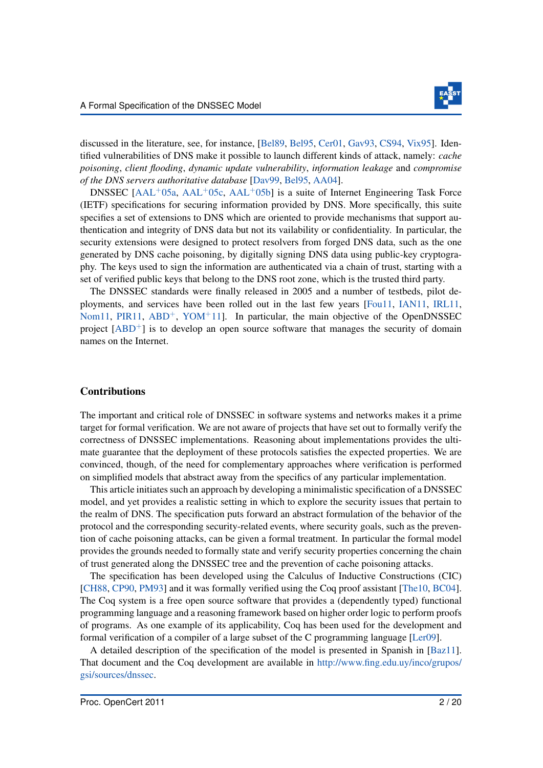discussed in the literature, see, for instance, [Bel89, Bel95, Cer01, Gav93, CS94, Vix95]. Identified vulnerabilities of DNS make it possible to launch different kinds of attack, namely: *cache poisoning*, *client flooding*, *dynamic update vulnerability*, *information leakage* and *compromise of the DNS servers authoritative database* [Dav99, Bel95, AA04].

DNSSEC [AAL+05a, AAL+05c, AAL+05b] is a suite of Internet Engineering Task Force (IETF) specifications for securing information provided by DNS. More specifically, this suite specifies a set of extensions to DNS which are oriented to provide mechanisms that support authentication and integrity of DNS data but not its vailability or confidentiality. In particular, the security extensions were designed to protect resolvers from forged DNS data, such as the one generated by DNS cache poisoning, by digitally signing DNS data using public-key cryptography. The keys used to sign the information are authenticated via a chain of trust, starting with a set of verified public keys that belong to the DNS root zone, which is the trusted third party.

The DNSSEC standards were finally released in 2005 and a number of testbeds, pilot deployments, and services have been rolled out in the last few years [Fou11, IAN11, IRL11, Nom11, PIR11, ABD+, YOM+11]. In particular, the main objective of the OpenDNSSEC project [ABD+] is to develop an open source software that manages the security of domain names on the Internet.

## Contributions

The important and critical role of DNSSEC in software systems and networks makes it a prime target for formal verification. We are not aware of projects that have set out to formally verify the correctness of DNSSEC implementations. Reasoning about implementations provides the ultimate guarantee that the deployment of these protocols satisfies the expected properties. We are convinced, though, of the need for complementary approaches where verification is performed on simplified models that abstract away from the specifics of any particular implementation.

This article initiates such an approach by developing a minimalistic specification of a DNSSEC model, and yet provides a realistic setting in which to explore the security issues that pertain to the realm of DNS. The specification puts forward an abstract formulation of the behavior of the protocol and the corresponding security-related events, where security goals, such as the prevention of cache poisoning attacks, can be given a formal treatment. In particular the formal model provides the grounds needed to formally state and verify security properties concerning the chain of trust generated along the DNSSEC tree and the prevention of cache poisoning attacks.

The specification has been developed using the Calculus of Inductive Constructions (CIC) [CH88, CP90, PM93] and it was formally verified using the Coq proof assistant [The10, BC04]. The Coq system is a free open source software that provides a (dependently typed) functional programming language and a reasoning framework based on higher order logic to perform proofs of programs. As one example of its applicability, Coq has been used for the development and formal verification of a compiler of a large subset of the C programming language [Ler09].

A detailed description of the specification of the model is presented in Spanish in [Baz11]. That document and the Coq development are available in http://www.fing.edu.uy/inco/grupos/gsi/sources/dnssec.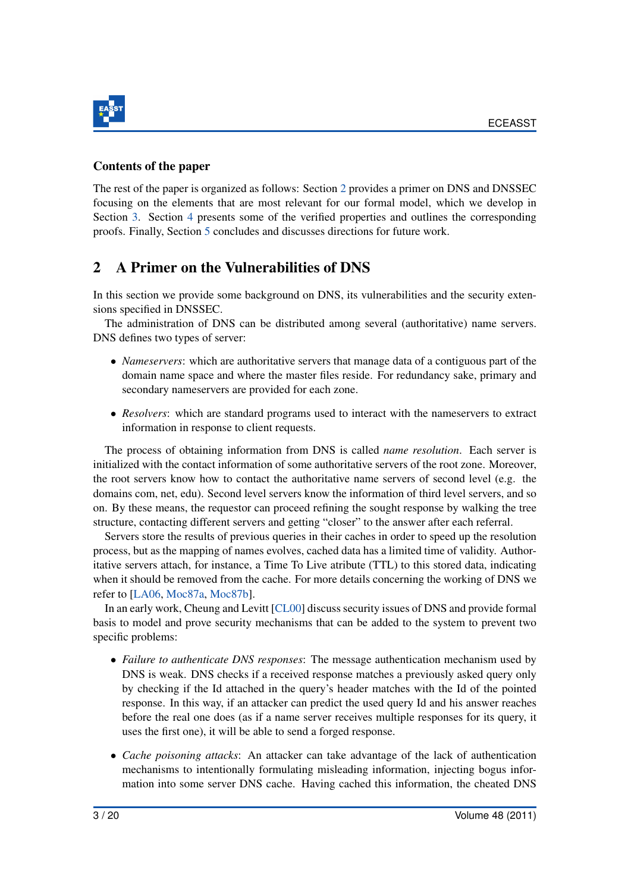### Contents of the paper

The rest of the paper is organized as follows: Section 2 provides a primer on DNS and DNSSEC focusing on the elements that are most relevant for our formal model, which we develop in Section 3. Section 4 presents some of the verified properties and outlines the corresponding proofs. Finally, Section 5 concludes and discusses directions for future work.

## 2 A Primer on the Vulnerabilities of DNS

In this section we provide some background on DNS, its vulnerabilities and the security extensions specified in DNSSEC.

The administration of DNS can be distributed among several (authoritative) name servers. DNS defines two types of server:

- *Nameservers*: which are authoritative servers that manage data of a contiguous part of the domain name space and where the master files reside. For redundancy sake, primary and secondary nameservers are provided for each zone.
- *Resolvers*: which are standard programs used to interact with the nameservers to extract information in response to client requests.

The process of obtaining information from DNS is called *name resolution*. Each server is initialized with the contact information of some authoritative servers of the root zone. Moreover, the root servers know how to contact the authoritative name servers of second level (e.g. the domains com, net, edu). Second level servers know the information of third level servers, and so on. By these means, the requestor can proceed refining the sought response by walking the tree structure, contacting different servers and getting "closer" to the answer after each referral.

Servers store the results of previous queries in their caches in order to speed up the resolution process, but as the mapping of names evolves, cached data has a limited time of validity. Authoritative servers attach, for instance, a Time To Live atribute (TTL) to this stored data, indicating when it should be removed from the cache. For more details concerning the working of DNS we refer to [LA06, Moc87a, Moc87b].

In an early work, Cheung and Levitt [CL00] discuss security issues of DNS and provide formal basis to model and prove security mechanisms that can be added to the system to prevent two specific problems:

- *Failure to authenticate DNS responses*: The message authentication mechanism used by DNS is weak. DNS checks if a received response matches a previously asked query only by checking if the Id attached in the query's header matches with the Id of the pointed response. In this way, if an attacker can predict the used query Id and his answer reaches before the real one does (as if a name server receives multiple responses for its query, it uses the first one), it will be able to send a forged response.
- *Cache poisoning attacks*: An attacker can take advantage of the lack of authentication mechanisms to intentionally formulating misleading information, injecting bogus information into some server DNS cache. Having cached this information, the cheated DNS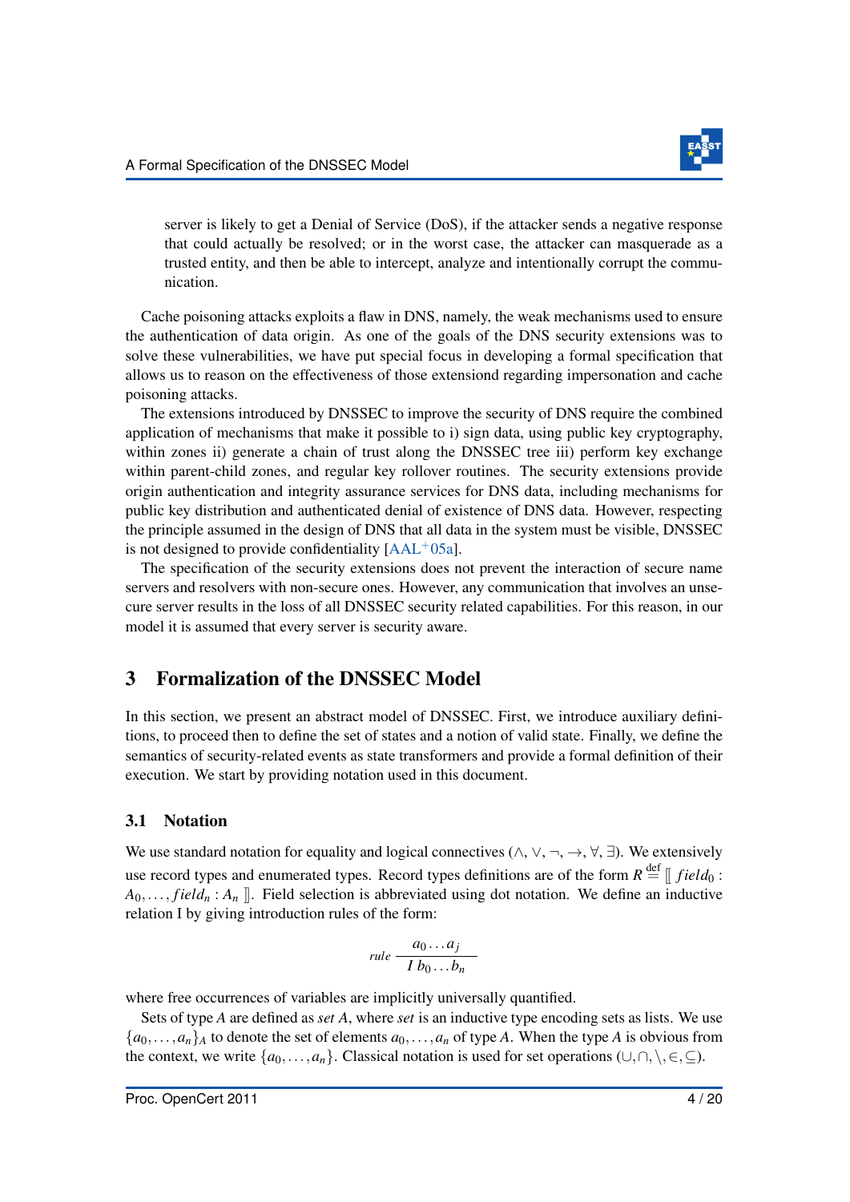server is likely to get a Denial of Service (DoS), if the attacker sends a negative response that could actually be resolved; or in the worst case, the attacker can masquerade as a trusted entity, and then be able to intercept, analyze and intentionally corrupt the communication.

Cache poisoning attacks exploits a flaw in DNS, namely, the weak mechanisms used to ensure the authentication of data origin. As one of the goals of the DNS security extensions was to solve these vulnerabilities, we have put special focus in developing a formal specification that allows us to reason on the effectiveness of those extensiond regarding impersonation and cache poisoning attacks.

The extensions introduced by DNSSEC to improve the security of DNS require the combined application of mechanisms that make it possible to i) sign data, using public key cryptography, within zones ii) generate a chain of trust along the DNSSEC tree iii) perform key exchange within parent-child zones, and regular key rollover routines. The security extensions provide origin authentication and integrity assurance services for DNS data, including mechanisms for public key distribution and authenticated denial of existence of DNS data. However, respecting the principle assumed in the design of DNS that all data in the system must be visible, DNSSEC is not designed to provide confidentiality [AAL+05a].

The specification of the security extensions does not prevent the interaction of secure name servers and resolvers with non-secure ones. However, any communication that involves an unsecure server results in the loss of all DNSSEC security related capabilities. For this reason, in our model it is assumed that every server is security aware.

## 3 Formalization of the DNSSEC Model

In this section, we present an abstract model of DNSSEC. First, we introduce auxiliary definitions, to proceed then to define the set of states and a notion of valid state. Finally, we define the semantics of security-related events as state transformers and provide a formal definition of their execution. We start by providing notation used in this document.

### 3.1 Notation

We use standard notation for equality and logical connectives ($\wedge$, $\vee$, $\neg$, $\rightarrow$, $\forall$, $\exists$). We extensively use record types and enumerated types. Record types definitions are of the form $R \stackrel{\text{def}}{=} [\![\, field_0 : A_0, \ldots, field_n : A_n \,]\!]$. Field selection is abbreviated using dot notation. We define an inductive relation I by giving introduction rules of the form:

$$rule\ \frac{a_0 \ldots a_j}{I\ b_0 \ldots b_n}$$

where free occurrences of variables are implicitly universally quantified.

Sets of type $A$ are defined as *set* $A$, where *set* is an inductive type encoding sets as lists. We use $\{a_0, \ldots, a_n\}_A$ to denote the set of elements $a_0, \ldots, a_n$ of type $A$. When the type $A$ is obvious from the context, we write $\{a_0, \ldots, a_n\}$. Classical notation is used for set operations ($\cup, \cap, \setminus, \in, \subseteq$).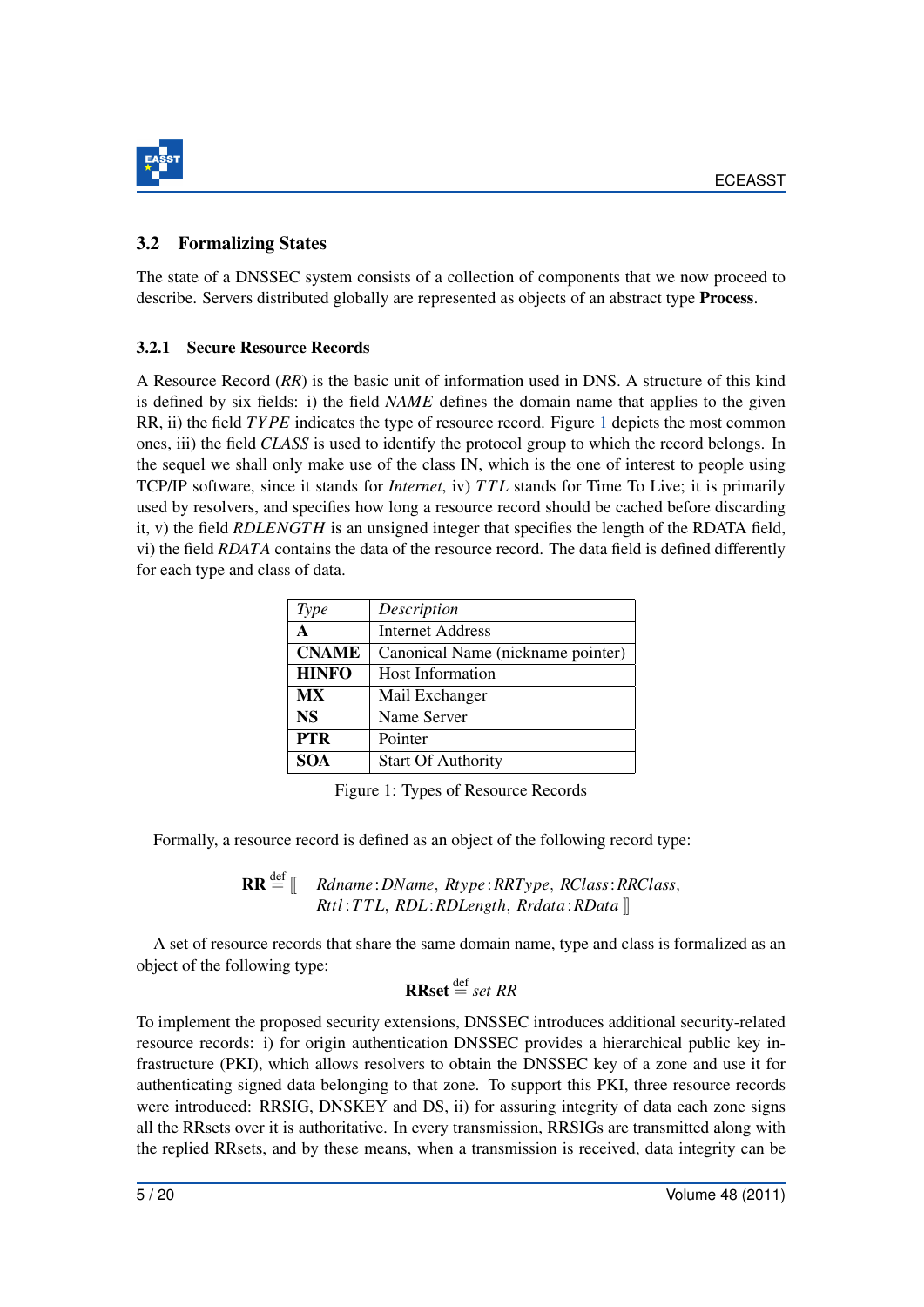### 3.2 Formalizing States

The state of a DNSSEC system consists of a collection of components that we now proceed to describe. Servers distributed globally are represented as objects of an abstract type **Process**.

#### 3.2.1 Secure Resource Records

A Resource Record (*RR*) is the basic unit of information used in DNS. A structure of this kind is defined by six fields: i) the field *NAME* defines the domain name that applies to the given RR, ii) the field $TYPE$ indicates the type of resource record. Figure 1 depicts the most common ones, iii) the field *CLASS* is used to identify the protocol group to which the record belongs. In the sequel we shall only make use of the class IN, which is the one of interest to people using TCP/IP software, since it stands for *Internet*, iv) $TTL$ stands for Time To Live; it is primarily used by resolvers, and specifies how long a resource record should be cached before discarding it, v) the field $RDLENGTH$ is an unsigned integer that specifies the length of the RDATA field, vi) the field *RDATA* contains the data of the resource record. The data field is defined differently for each type and class of data.

| *Type* | *Description* |
|---|---|
| **A** | Internet Address |
| **CNAME** | Canonical Name (nickname pointer) |
| **HINFO** | Host Information |
| **MX** | Mail Exchanger |
| **NS** | Name Server |
| **PTR** | Pointer |
| **SOA** | Start Of Authority |

Figure 1: Types of Resource Records

Formally, a resource record is defined as an object of the following record type:

$$\mathbf{RR} \stackrel{\text{def}}{=} [\![ \ \ Rdname : DName,\ Rtype : RRType,\ RClass : RRClass,\\ Rttl : TTL,\ RDL : RDLength,\ Rdrata : RData \ ]\!]$$

A set of resource records that share the same domain name, type and class is formalized as an object of the following type:

$$\mathbf{RRset} \stackrel{\text{def}}{=} set\ RR$$

To implement the proposed security extensions, DNSSEC introduces additional security-related resource records: i) for origin authentication DNSSEC provides a hierarchical public key infrastructure (PKI), which allows resolvers to obtain the DNSSEC key of a zone and use it for authenticating signed data belonging to that zone. To support this PKI, three resource records were introduced: RRSIG, DNSKEY and DS, ii) for assuring integrity of data each zone signs all the RRsets over it is authoritative. In every transmission, RRSIGs are transmitted along with the replied RRsets, and by these means, when a transmission is received, data integrity can be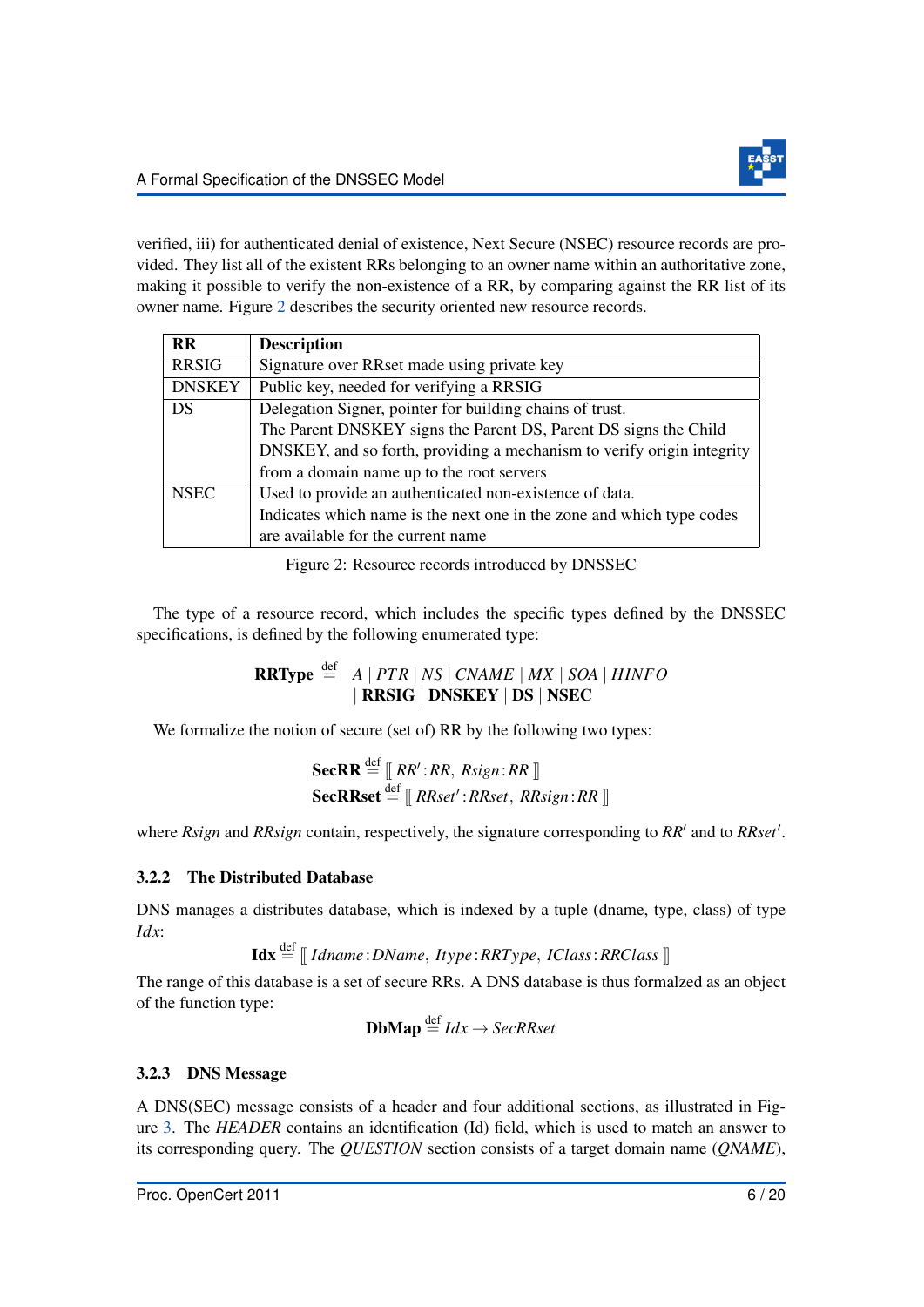verified, iii) for authenticated denial of existence, Next Secure (NSEC) resource records are provided. They list all of the existent RRs belonging to an owner name within an authoritative zone, making it possible to verify the non-existence of a RR, by comparing against the RR list of its owner name. Figure 2 describes the security oriented new resource records.

| RR | Description |
|---|---|
| RRSIG | Signature over RRset made using private key |
| DNSKEY | Public key, needed for verifying a RRSIG |
| DS | Delegation Signer, pointer for building chains of trust.<br>The Parent DNSKEY signs the Parent DS, Parent DS signs the Child DNSKEY, and so forth, providing a mechanism to verify origin integrity from a domain name up to the root servers |
| NSEC | Used to provide an authenticated non-existence of data.<br>Indicates which name is the next one in the zone and which type codes are available for the current name |

Figure 2: Resource records introduced by DNSSEC

The type of a resource record, which includes the specific types defined by the DNSSEC specifications, is defined by the following enumerated type:

$$\mathbf{RRType} \stackrel{\text{def}}{=} A \mid PTR \mid NS \mid CNAME \mid MX \mid SOA \mid HINFO \\ \mid \mathbf{RRSIG} \mid \mathbf{DNSKEY} \mid \mathbf{DS} \mid \mathbf{NSEC}$$

We formalize the notion of secure (set of) RR by the following two types:

$$\mathbf{SecRR} \stackrel{\text{def}}{=} [\![\, RR' : RR,\ Rsign : RR \,]\!]$$
$$\mathbf{SecRRset} \stackrel{\text{def}}{=} [\![\, RRset' : RRset,\ RRsign : RR \,]\!]$$

where *Rsign* and *RRsign* contain, respectively, the signature corresponding to $RR'$ and to $RRset'$.

### 3.2.2 The Distributed Database

DNS manages a distributes database, which is indexed by a tuple (dname, type, class) of type *Idx*:

$$\mathbf{Idx} \stackrel{\text{def}}{=} [\![\, Idname : DName,\ Itype : RRType,\ IClass : RRClass \,]\!]$$

The range of this database is a set of secure RRs. A DNS database is thus formalzed as an object of the function type:

$$\mathbf{DbMap} \stackrel{\text{def}}{=} Idx \rightarrow SecRRset$$

### 3.2.3 DNS Message

A DNS(SEC) message consists of a header and four additional sections, as illustrated in Figure 3. The *HEADER* contains an identification (Id) field, which is used to match an answer to its corresponding query. The *QUESTION* section consists of a target domain name (*QNAME*),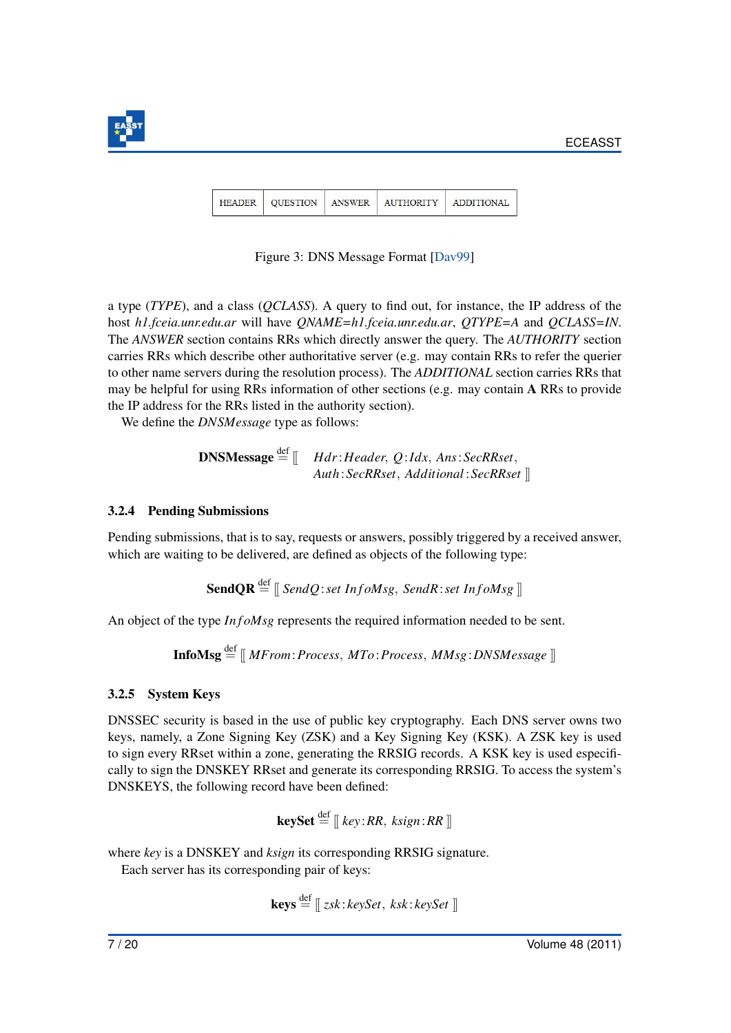| HEADER | QUESTION | ANSWER | AUTHORITY | ADDITIONAL |
|---|---|---|---|---|

Figure 3: DNS Message Format [Dav99]

a type (*TYPE*), and a class (*QCLASS*). A query to find out, for instance, the IP address of the host *h1.fceia.unr.edu.ar* will have *QNAME=h1.fceia.unr.edu.ar*, *QTYPE=A* and *QCLASS=IN*. The *ANSWER* section contains RRs which directly answer the query. The *AUTHORITY* section carries RRs which describe other authoritative server (e.g. may contain RRs to refer the querier to other name servers during the resolution process). The *ADDITIONAL* section carries RRs that may be helpful for using RRs information of other sections (e.g. may contain **A** RRs to provide the IP address for the RRs listed in the authority section).

We define the *DNSMessage* type as follows:

$$\textbf{DNSMessage} \stackrel{\text{def}}{=} [\![\; Hdr : Header,\; Q : Idx,\; Ans : SecRRset,\; Auth : SecRRset,\; Additional : SecRRset \;]\!]$$

### 3.2.4 Pending Submissions

Pending submissions, that is to say, requests or answers, possibly triggered by a received answer, which are waiting to be delivered, are defined as objects of the following type:

$$\textbf{SendQR} \stackrel{\text{def}}{=} [\![\; SendQ : set\ InfoMsg,\; SendR : set\ InfoMsg \;]\!]$$

An object of the type $InfoMsg$ represents the required information needed to be sent.

$$\textbf{InfoMsg} \stackrel{\text{def}}{=} [\![\; MFrom : Process,\; MTo : Process,\; MMsg : DNSMessage \;]\!]$$

### 3.2.5 System Keys

DNSSEC security is based in the use of public key cryptography. Each DNS server owns two keys, namely, a Zone Signing Key (ZSK) and a Key Signing Key (KSK). A ZSK key is used to sign every RRset within a zone, generating the RRSIG records. A KSK key is used especifically to sign the DNSKEY RRset and generate its corresponding RRSIG. To access the system's DNSKEYS, the following record have been defined:

$$\textbf{keySet} \stackrel{\text{def}}{=} [\![\; key : RR,\; ksign : RR \;]\!]$$

where *key* is a DNSKEY and *ksign* its corresponding RRSIG signature.

Each server has its corresponding pair of keys:

$$\textbf{keys} \stackrel{\text{def}}{=} [\![\; zsk : keySet,\; ksk : keySet \;]\!]$$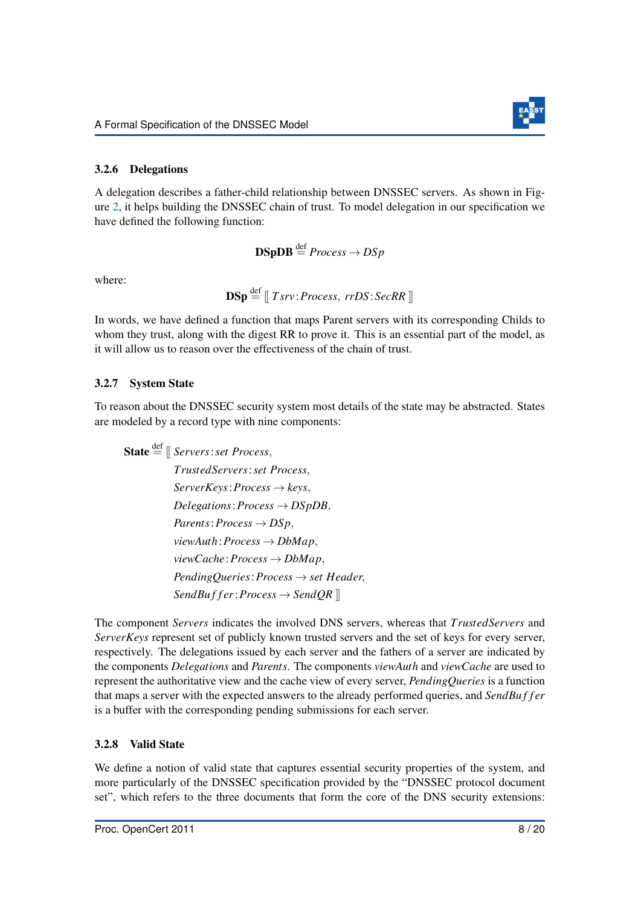### 3.2.6 Delegations

A delegation describes a father-child relationship between DNSSEC servers. As shown in Figure 2, it helps building the DNSSEC chain of trust. To model delegation in our specification we have defined the following function:

$$\textbf{DSpDB} \stackrel{\text{def}}{=} \mathit{Process} \rightarrow \mathit{DSp}$$

where:

$$\textbf{DSp} \stackrel{\text{def}}{=} [\![\, \mathit{Tsrv} : \mathit{Process},\ \mathit{rrDS} : \mathit{SecRR} \,]\!]$$

In words, we have defined a function that maps Parent servers with its corresponding Childs to whom they trust, along with the digest RR to prove it. This is an essential part of the model, as it will allow us to reason over the effectiveness of the chain of trust.

### 3.2.7 System State

To reason about the DNSSEC security system most details of the state may be abstracted. States are modeled by a record type with nine components:

$$
\begin{aligned}
\textbf{State} \stackrel{\text{def}}{=} [\![\, & \mathit{Servers} : \mathit{set}\ \mathit{Process}, \\
& \mathit{TrustedServers} : \mathit{set}\ \mathit{Process}, \\
& \mathit{ServerKeys} : \mathit{Process} \rightarrow \mathit{keys}, \\
& \mathit{Delegations} : \mathit{Process} \rightarrow \mathit{DSpDB}, \\
& \mathit{Parents} : \mathit{Process} \rightarrow \mathit{DSp}, \\
& \mathit{viewAuth} : \mathit{Process} \rightarrow \mathit{DbMap}, \\
& \mathit{viewCache} : \mathit{Process} \rightarrow \mathit{DbMap}, \\
& \mathit{PendingQueries} : \mathit{Process} \rightarrow \mathit{set}\ \mathit{Header}, \\
& \mathit{SendBuffer} : \mathit{Process} \rightarrow \mathit{SendQR} \,]\!]
\end{aligned}
$$

The component *Servers* indicates the involved DNS servers, whereas that *TrustedServers* and *ServerKeys* represent set of publicly known trusted servers and the set of keys for every server, respectively. The delegations issued by each server and the fathers of a server are indicated by the components *Delegations* and *Parents*. The components *viewAuth* and *viewCache* are used to represent the authoritative view and the cache view of every server, *PendingQueries* is a function that maps a server with the expected answers to the already performed queries, and *SendBuffer* is a buffer with the corresponding pending submissions for each server.

### 3.2.8 Valid State

We define a notion of valid state that captures essential security properties of the system, and more particularly of the DNSSEC specification provided by the "DNSSEC protocol document set", which refers to the three documents that form the core of the DNS security extensions: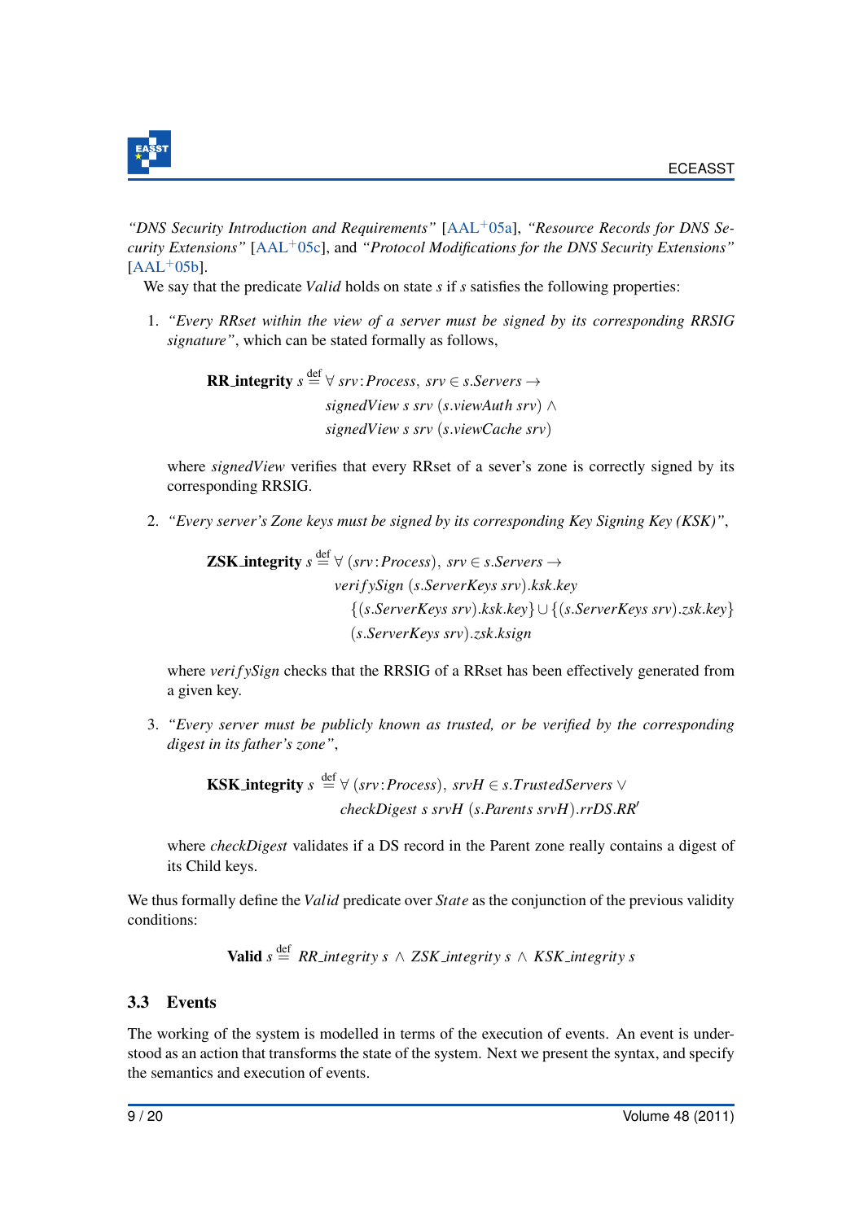*"DNS Security Introduction and Requirements"* [AAL+05a], *"Resource Records for DNS Security Extensions"* [AAL+05c], and *"Protocol Modifications for the DNS Security Extensions"* [AAL+05b].

We say that the predicate *Valid* holds on state $s$ if $s$ satisfies the following properties:

1. *"Every RRset within the view of a server must be signed by its corresponding RRSIG signature"*, which can be stated formally as follows,

$$\textbf{RR\_integrity}\ s \stackrel{\text{def}}{=} \forall\ srv\!:\!Process,\ srv \in s.Servers \rightarrow \\ signedView\ s\ srv\ (s.viewAuth\ srv) \wedge \\ signedView\ s\ srv\ (s.viewCache\ srv)$$

   where *signedView* verifies that every RRset of a sever's zone is correctly signed by its corresponding RRSIG.

2. *"Every server's Zone keys must be signed by its corresponding Key Signing Key (KSK)"*,

$$\textbf{ZSK\_integrity}\ s \stackrel{\text{def}}{=} \forall\ (srv\!:\!Process),\ srv \in s.Servers \rightarrow \\ verifySign\ (s.ServerKeys\ srv).ksk.key \\ \{(s.ServerKeys\ srv).ksk.key\} \cup \{(s.ServerKeys\ srv).zsk.key\} \\ (s.ServerKeys\ srv).zsk.ksign$$

   where *verifySign* checks that the RRSIG of a RRset has been effectively generated from a given key.

3. *"Every server must be publicly known as trusted, or be verified by the corresponding digest in its father's zone"*,

$$\textbf{KSK\_integrity}\ s \stackrel{\text{def}}{=} \forall\ (srv\!:\!Process),\ srvH \in s.TrustedServers \vee \\ checkDigest\ s\ srvH\ (s.Parents\ srvH).rrDS.RR'$$

   where *checkDigest* validates if a DS record in the Parent zone really contains a digest of its Child keys.

We thus formally define the *Valid* predicate over *State* as the conjunction of the previous validity conditions:

$$\textbf{Valid}\ s \stackrel{\text{def}}{=} RR\_integrity\ s\ \wedge\ ZSK\_integrity\ s\ \wedge\ KSK\_integrity\ s$$

## 3.3 Events

The working of the system is modelled in terms of the execution of events. An event is understood as an action that transforms the state of the system. Next we present the syntax, and specify the semantics and execution of events.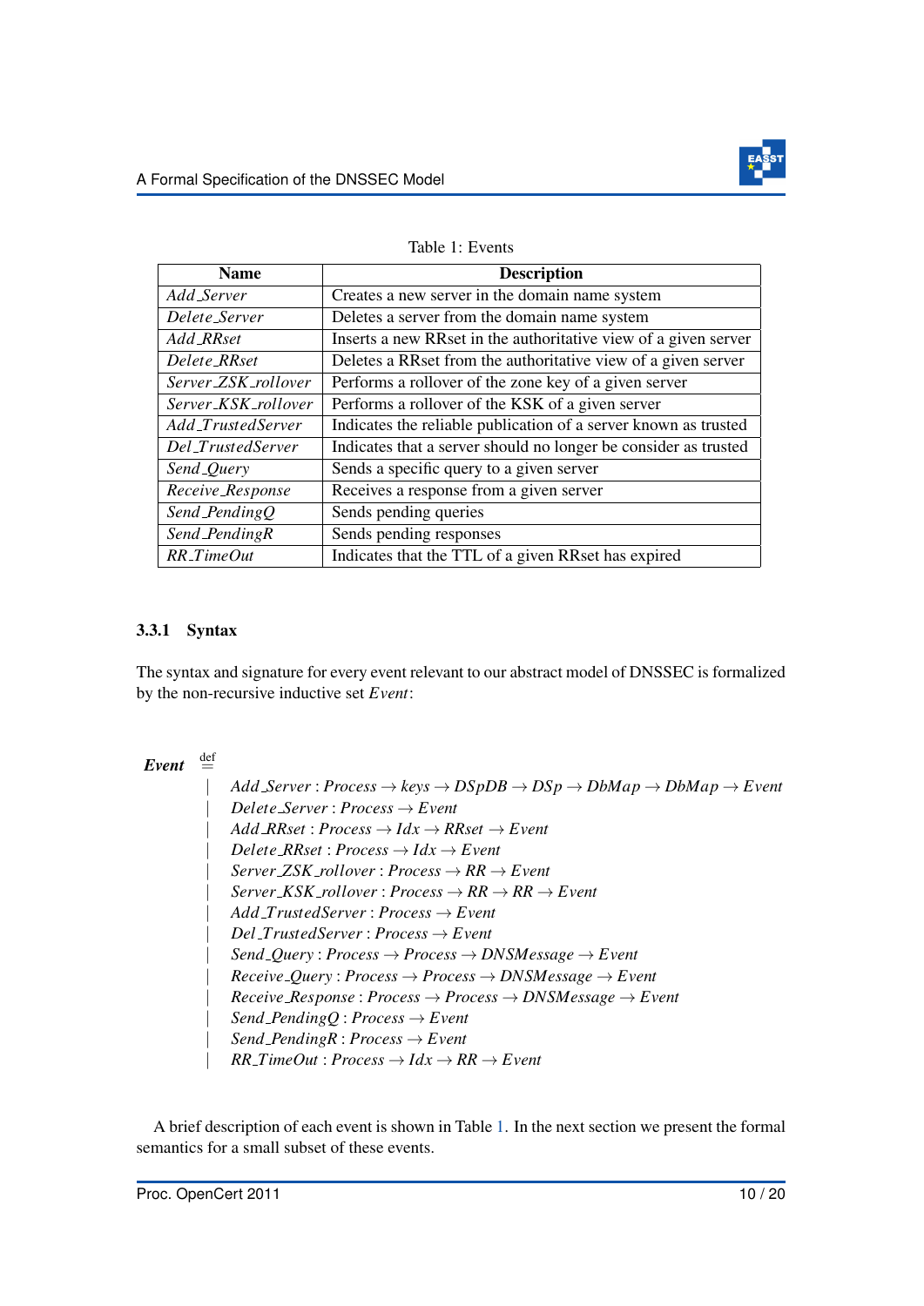Table 1: Events

| Name | Description |
|---|---|
| *Add_Server* | Creates a new server in the domain name system |
| *Delete_Server* | Deletes a server from the domain name system |
| *Add_RRset* | Inserts a new RRset in the authoritative view of a given server |
| *Delete_RRset* | Deletes a RRset from the authoritative view of a given server |
| *Server_ZSK_rollover* | Performs a rollover of the zone key of a given server |
| *Server_KSK_rollover* | Performs a rollover of the KSK of a given server |
| *Add_TrustedServer* | Indicates the reliable publication of a server known as trusted |
| *Del_TrustedServer* | Indicates that a server should no longer be consider as trusted |
| *Send_Query* | Sends a specific query to a given server |
| *Receive_Response* | Receives a response from a given server |
| *Send_PendingQ* | Sends pending queries |
| *Send_PendingR* | Sends pending responses |
| *RR_TimeOut* | Indicates that the TTL of a given RRset has expired |

### 3.3.1 Syntax

The syntax and signature for every event relevant to our abstract model of DNSSEC is formalized by the non-recursive inductive set *Event*:

$$
\begin{aligned}
\textbf{\textit{Event}} \stackrel{\text{def}}{=} \\
& \mid \ \mathit{Add\_Server} : \mathit{Process} \to \mathit{keys} \to \mathit{DSpDB} \to \mathit{DSp} \to \mathit{DbMap} \to \mathit{DbMap} \to \mathit{Event} \\
& \mid \ \mathit{Delete\_Server} : \mathit{Process} \to \mathit{Event} \\
& \mid \ \mathit{Add\_RRset} : \mathit{Process} \to \mathit{Idx} \to \mathit{RRset} \to \mathit{Event} \\
& \mid \ \mathit{Delete\_RRset} : \mathit{Process} \to \mathit{Idx} \to \mathit{Event} \\
& \mid \ \mathit{Server\_ZSK\_rollover} : \mathit{Process} \to \mathit{RR} \to \mathit{Event} \\
& \mid \ \mathit{Server\_KSK\_rollover} : \mathit{Process} \to \mathit{RR} \to \mathit{RR} \to \mathit{Event} \\
& \mid \ \mathit{Add\_TrustedServer} : \mathit{Process} \to \mathit{Event} \\
& \mid \ \mathit{Del\_TrustedServer} : \mathit{Process} \to \mathit{Event} \\
& \mid \ \mathit{Send\_Query} : \mathit{Process} \to \mathit{Process} \to \mathit{DNSMessage} \to \mathit{Event} \\
& \mid \ \mathit{Receive\_Query} : \mathit{Process} \to \mathit{Process} \to \mathit{DNSMessage} \to \mathit{Event} \\
& \mid \ \mathit{Receive\_Response} : \mathit{Process} \to \mathit{Process} \to \mathit{DNSMessage} \to \mathit{Event} \\
& \mid \ \mathit{Send\_PendingQ} : \mathit{Process} \to \mathit{Event} \\
& \mid \ \mathit{Send\_PendingR} : \mathit{Process} \to \mathit{Event} \\
& \mid \ \mathit{RR\_TimeOut} : \mathit{Process} \to \mathit{Idx} \to \mathit{RR} \to \mathit{Event}
\end{aligned}
$$

A brief description of each event is shown in Table 1. In the next section we present the formal semantics for a small subset of these events.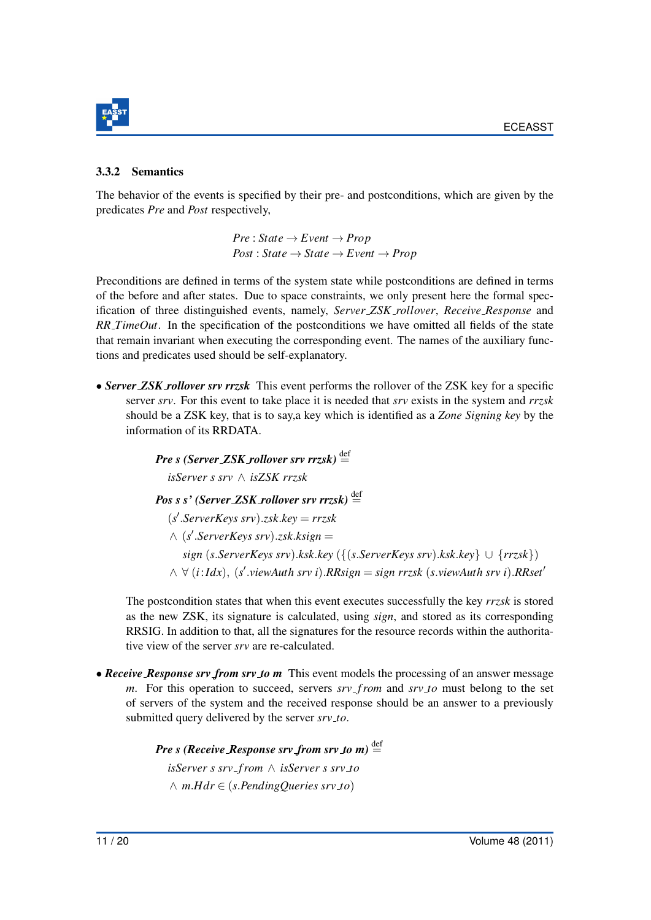### 3.3.2 Semantics

The behavior of the events is specified by their pre- and postconditions, which are given by the predicates *Pre* and *Post* respectively,

$$
\begin{aligned}
&Pre : State \rightarrow Event \rightarrow Prop \\
&Post : State \rightarrow State \rightarrow Event \rightarrow Prop
\end{aligned}
$$

Preconditions are defined in terms of the system state while postconditions are defined in terms of the before and after states. Due to space constraints, we only present here the formal specification of three distinguished events, namely, *Server_ZSK_rollover*, *Receive_Response* and *RR_TimeOut*. In the specification of the postconditions we have omitted all fields of the state that remain invariant when executing the corresponding event. The names of the auxiliary functions and predicates used should be self-explanatory.

- ***Server_ZSK_rollover srv rrzsk*** This event performs the rollover of the ZSK key for a specific server *srv*. For this event to take place it is needed that *srv* exists in the system and *rrzsk* should be a ZSK key, that is to say,a key which is identified as a *Zone Signing key* by the information of its RRDATA.

  $$
  \textbf{\textit{Pre s (Server\_ZSK\_rollover srv rrzsk)}} \stackrel{\text{def}}{=}
  $$
  $$
  isServer\ s\ srv \wedge isZSK\ rrzsk
  $$

  $$
  \textbf{\textit{Pos s s' (Server\_ZSK\_rollover srv rrzsk)}} \stackrel{\text{def}}{=}
  $$
  $$
  \begin{aligned}
  &(s'.ServerKeys\ srv).zsk.key = rrzsk \\
  &\wedge (s'.ServerKeys\ srv).zsk.ksign = \\
  &\quad sign\ (s.ServerKeys\ srv).ksk.key\ (\{(s.ServerKeys\ srv).ksk.key\} \cup \{rrzsk\}) \\
  &\wedge \forall\ (i{:}Idx),\ (s'.viewAuth\ srv\ i).RRsign = sign\ rrzsk\ (s.viewAuth\ srv\ i).RRset'
  \end{aligned}
  $$

  The postcondition states that when this event executes successfully the key *rrzsk* is stored as the new ZSK, its signature is calculated, using *sign*, and stored as its corresponding RRSIG. In addition to that, all the signatures for the resource records within the authoritative view of the server *srv* are re-calculated.

- ***Receive_Response srv_from srv_to m*** This event models the processing of an answer message *m*. For this operation to succeed, servers *srv_from* and *srv_to* must belong to the set of servers of the system and the received response should be an answer to a previously submitted query delivered by the server *srv_to*.

  $$
  \textbf{\textit{Pre s (Receive\_Response srv\_from srv\_to m)}} \stackrel{\text{def}}{=}
  $$
  $$
  \begin{aligned}
  &isServer\ s\ srv\_from \wedge isServer\ s\ srv\_to \\
  &\wedge m.Hdr \in (s.PendingQueries\ srv\_to)
  \end{aligned}
  $$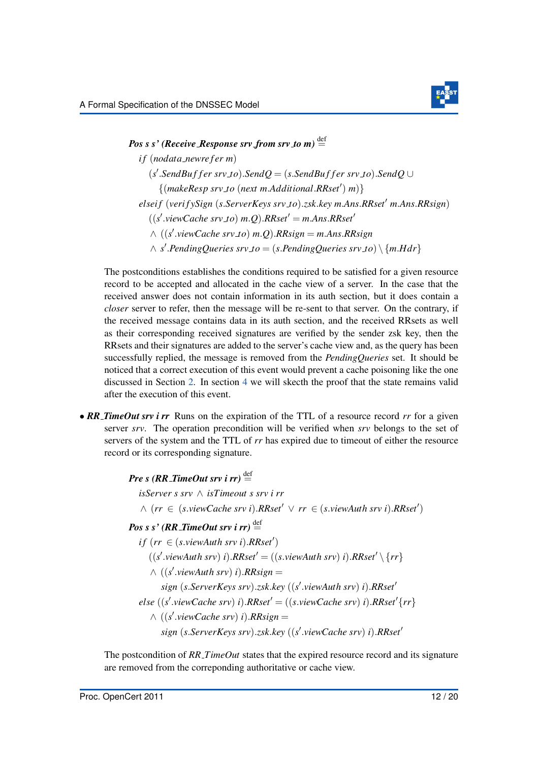***Pos s s' (Receive_Response srv_from srv_to m)*** $\stackrel{\text{def}}{=}$

$$
\begin{aligned}
&if\ (nodata\_newrefer\ m)\\
&\quad (s'.SendBuffer\ srv\_to).SendQ = (s.SendBuffer\ srv\_to).SendQ\ \cup\\
&\qquad \{(makeResp\ srv\_to\ (next\ m.Additional.RRset')\ m)\}\\
&elseif\ (verifySign\ (s.ServerKeys\ srv\_to).zsk.key\ m.Ans.RRset'\ m.Ans.RRsign)\\
&\quad ((s'.viewCache\ srv\_to)\ m.Q).RRset' = m.Ans.RRset'\\
&\quad \wedge\ ((s'.viewCache\ srv\_to)\ m.Q).RRsign = m.Ans.RRsign\\
&\quad \wedge\ s'.PendingQueries\ srv\_to = (s.PendingQueries\ srv\_to) \setminus \{m.Hdr\}
\end{aligned}
$$

The postconditions establishes the conditions required to be satisfied for a given resource record to be accepted and allocated in the cache view of a server. In the case that the received answer does not contain information in its auth section, but it does contain a *closer* server to refer, then the message will be re-sent to that server. On the contrary, if the received message contains data in its auth section, and the received RRsets as well as their corresponding received signatures are verified by the sender zsk key, then the RRsets and their signatures are added to the server's cache view and, as the query has been successfully replied, the message is removed from the *PendingQueries* set. It should be noticed that a correct execution of this event would prevent a cache poisoning like the one discussed in Section 2. In section 4 we will skecth the proof that the state remains valid after the execution of this event.

- ***RR_TimeOut srv i rr*** Runs on the expiration of the TTL of a resource record *rr* for a given server *srv*. The operation precondition will be verified when *srv* belongs to the set of servers of the system and the TTL of *rr* has expired due to timeout of either the resource record or its corresponding signature.

***Pre s (RR_TimeOut srv i rr)*** $\stackrel{\text{def}}{=}$

$$
\begin{aligned}
&isServer\ s\ srv\ \wedge\ isTimeout\ s\ srv\ i\ rr\\
&\wedge\ (rr\ \in\ (s.viewCache\ srv\ i).RRset'\ \vee\ rr\ \in (s.viewAuth\ srv\ i).RRset')
\end{aligned}
$$

***Pos s s' (RR_TimeOut srv i rr)*** $\stackrel{\text{def}}{=}$

$$
\begin{aligned}
&if\ (rr\ \in (s.viewAuth\ srv\ i).RRset')\\
&\quad ((s'.viewAuth\ srv)\ i).RRset' = ((s.viewAuth\ srv)\ i).RRset' \setminus \{rr\}\\
&\quad \wedge\ ((s'.viewAuth\ srv)\ i).RRsign =\\
&\qquad sign\ (s.ServerKeys\ srv).zsk.key\ ((s'.viewAuth\ srv)\ i).RRset'\\
&else\ ((s'.viewCache\ srv)\ i).RRset' = ((s.viewCache\ srv)\ i).RRset'\{rr\}\\
&\quad \wedge\ ((s'.viewCache\ srv)\ i).RRsign =\\
&\qquad sign\ (s.ServerKeys\ srv).zsk.key\ ((s'.viewCache\ srv)\ i).RRset'
\end{aligned}
$$

The postcondition of *RR_TimeOut* states that the expired resource record and its signature are removed from the correponding authoritative or cache view.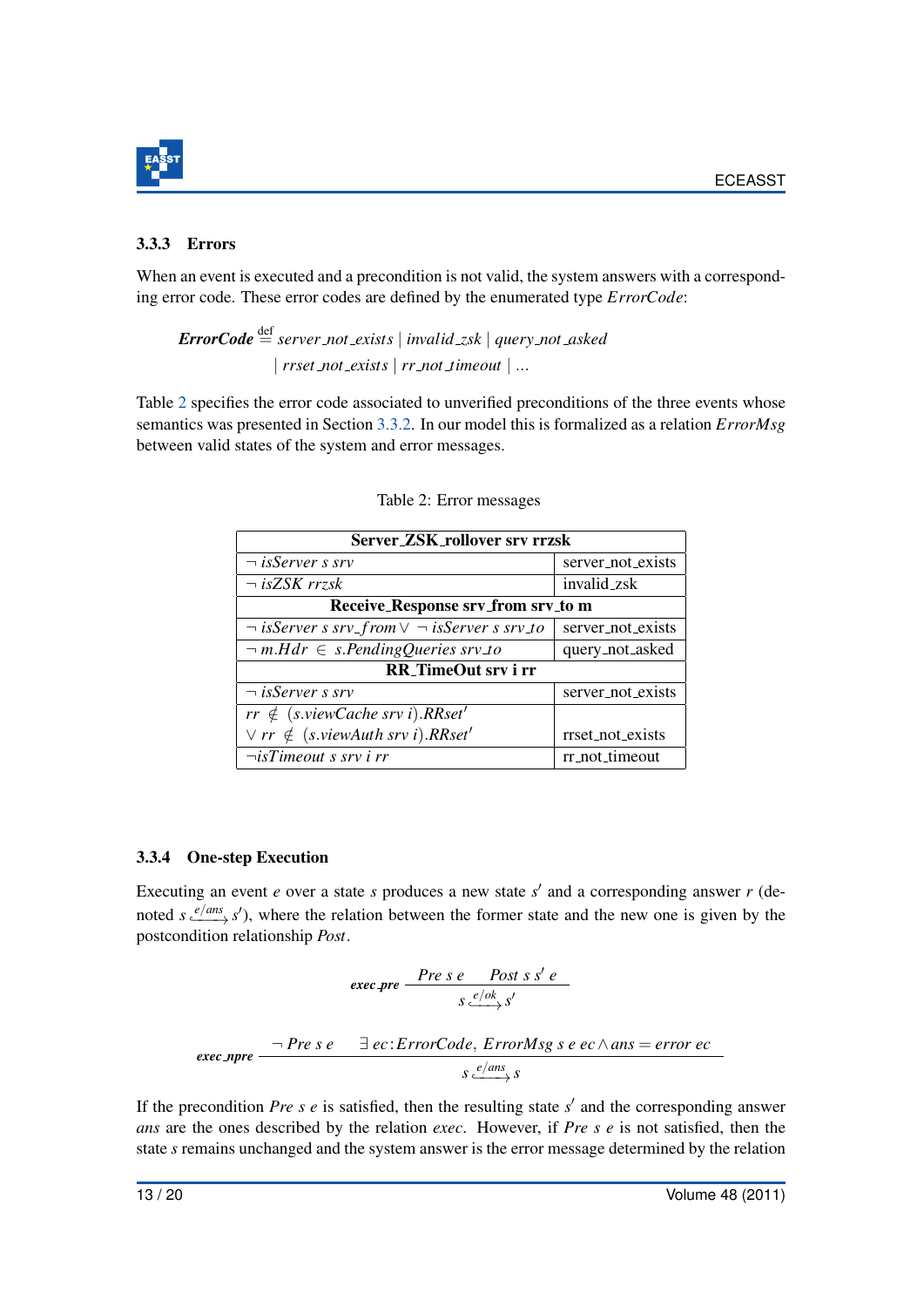### 3.3.3 Errors

When an event is executed and a precondition is not valid, the system answers with a corresponding error code. These error codes are defined by the enumerated type *ErrorCode*:

$$\textbf{\textit{ErrorCode}} \stackrel{\text{def}}{=} \mathit{server\_not\_exists} \mid \mathit{invalid\_zsk} \mid \mathit{query\_not\_asked} \\ \mid \mathit{rrset\_not\_exists} \mid \mathit{rr\_not\_timeout} \mid \ldots$$

Table 2 specifies the error code associated to unverified preconditions of the three events whose semantics was presented in Section 3.3.2. In our model this is formalized as a relation *ErrorMsg* between valid states of the system and error messages.

Table 2: Error messages

| **Server_ZSK_rollover srv rrzsk** | |
|---|---|
| $\neg\ isServer\ s\ srv$ | server_not_exists |
| $\neg\ isZSK\ rrzsk$ | invalid_zsk |
| **Receive_Response srv_from srv_to m** | |
| $\neg\ isServer\ s\ srv\_from \lor \neg\ isServer\ s\ srv\_to$ | server_not_exists |
| $\neg\ m.Hdr\ \in\ s.PendingQueries\ srv\_to$ | query_not_asked |
| **RR_TimeOut srv i rr** | |
| $\neg\ isServer\ s\ srv$ | server_not_exists |
| $rr\ \notin\ (s.viewCache\ srv\ i).RRset'$ $\lor\ rr\ \notin\ (s.viewAuth\ srv\ i).RRset'$ | rrset_not_exists |
| $\neg isTimeout\ s\ srv\ i\ rr$ | rr_not_timeout |

### 3.3.4 One-step Execution

Executing an event $e$ over a state $s$ produces a new state $s'$ and a corresponding answer $r$ (denoted $s \xrightarrow{e/ans} s'$), where the relation between the former state and the new one is given by the postcondition relationship *Post*.

$$\textbf{\textit{exec\_pre}}\ \frac{Pre\ s\ e \qquad Post\ s\ s'\ e}{s \xrightarrow{e/ok} s'}$$

$$\textbf{\textit{exec\_npre}}\ \frac{\neg\ Pre\ s\ e \qquad \exists\ ec\!:\!ErrorCode,\ ErrorMsg\ s\ e\ ec \land ans = error\ ec}{s \xrightarrow{e/ans} s}$$

If the precondition *Pre s e* is satisfied, then the resulting state $s'$ and the corresponding answer *ans* are the ones described by the relation *exec*. However, if *Pre s e* is not satisfied, then the state $s$ remains unchanged and the system answer is the error message determined by the relation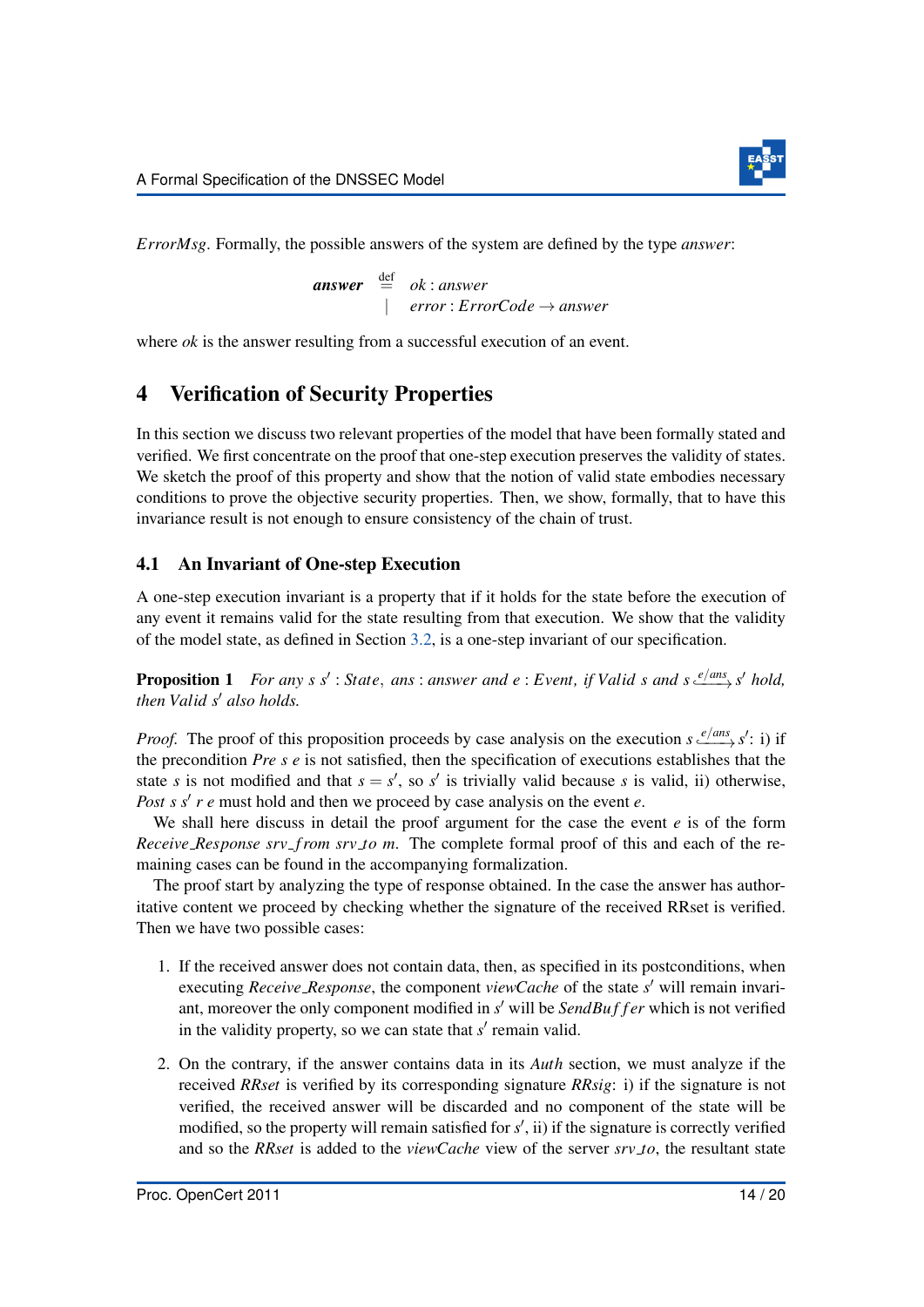*ErrorMsg*. Formally, the possible answers of the system are defined by the type *answer*:

$$\textbf{\textit{answer}} \stackrel{\text{def}}{=} \begin{array}{l} ok : answer \\ \mid \; error : ErrorCode \rightarrow answer \end{array}$$

where *ok* is the answer resulting from a successful execution of an event.

## 4 Verification of Security Properties

In this section we discuss two relevant properties of the model that have been formally stated and verified. We first concentrate on the proof that one-step execution preserves the validity of states. We sketch the proof of this property and show that the notion of valid state embodies necessary conditions to prove the objective security properties. Then, we show, formally, that to have this invariance result is not enough to ensure consistency of the chain of trust.

### 4.1 An Invariant of One-step Execution

A one-step execution invariant is a property that if it holds for the state before the execution of any event it remains valid for the state resulting from that execution. We show that the validity of the model state, as defined in Section 3.2, is a one-step invariant of our specification.

**Proposition 1** *For any $s$ $s'$ : State, ans : answer and e : Event, if Valid $s$ and $s \xrightarrow{e/ans} s'$ hold, then Valid $s'$ also holds.*

*Proof.* The proof of this proposition proceeds by case analysis on the execution $s \xrightarrow{e/ans} s'$: i) if the precondition *Pre s e* is not satisfied, then the specification of executions establishes that the state $s$ is not modified and that $s = s'$, so $s'$ is trivially valid because $s$ is valid, ii) otherwise, *Post s s' r e* must hold and then we proceed by case analysis on the event $e$.

We shall here discuss in detail the proof argument for the case the event $e$ is of the form *Receive_Response srv_from srv_to m*. The complete formal proof of this and each of the remaining cases can be found in the accompanying formalization.

The proof start by analyzing the type of response obtained. In the case the answer has authoritative content we proceed by checking whether the signature of the received RRset is verified. Then we have two possible cases:

1. If the received answer does not contain data, then, as specified in its postconditions, when executing *Receive_Response*, the component *viewCache* of the state $s'$ will remain invariant, moreover the only component modified in $s'$ will be *SendBuffer* which is not verified in the validity property, so we can state that $s'$ remain valid.

2. On the contrary, if the answer contains data in its *Auth* section, we must analyze if the received *RRset* is verified by its corresponding signature *RRsig*: i) if the signature is not verified, the received answer will be discarded and no component of the state will be modified, so the property will remain satisfied for $s'$, ii) if the signature is correctly verified and so the *RRset* is added to the *viewCache* view of the server *srv_to*, the resultant state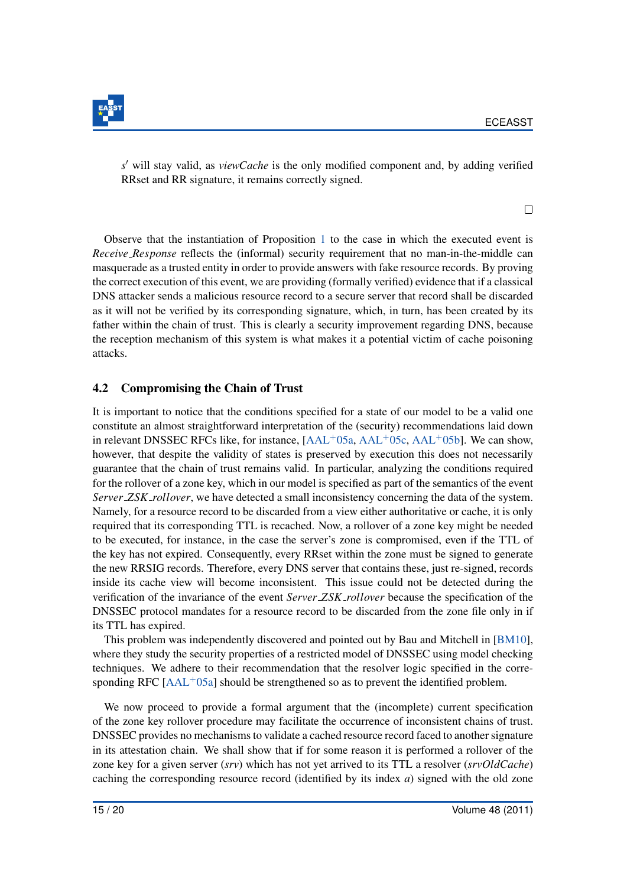$s'$ will stay valid, as *viewCache* is the only modified component and, by adding verified RRset and RR signature, it remains correctly signed.

□

Observe that the instantiation of Proposition 1 to the case in which the executed event is *Receive_Response* reflects the (informal) security requirement that no man-in-the-middle can masquerade as a trusted entity in order to provide answers with fake resource records. By proving the correct execution of this event, we are providing (formally verified) evidence that if a classical DNS attacker sends a malicious resource record to a secure server that record shall be discarded as it will not be verified by its corresponding signature, which, in turn, has been created by its father within the chain of trust. This is clearly a security improvement regarding DNS, because the reception mechanism of this system is what makes it a potential victim of cache poisoning attacks.

### 4.2 Compromising the Chain of Trust

It is important to notice that the conditions specified for a state of our model to be a valid one constitute an almost straightforward interpretation of the (security) recommendations laid down in relevant DNSSEC RFCs like, for instance, [AAL+05a, AAL+05c, AAL+05b]. We can show, however, that despite the validity of states is preserved by execution this does not necessarily guarantee that the chain of trust remains valid. In particular, analyzing the conditions required for the rollover of a zone key, which in our model is specified as part of the semantics of the event *Server_ZSK_rollover*, we have detected a small inconsistency concerning the data of the system. Namely, for a resource record to be discarded from a view either authoritative or cache, it is only required that its corresponding TTL is reached. Now, a rollover of a zone key might be needed to be executed, for instance, in the case the server's zone is compromised, even if the TTL of the key has not expired. Consequently, every RRset within the zone must be signed to generate the new RRSIG records. Therefore, every DNS server that contains these, just re-signed, records inside its cache view will become inconsistent. This issue could not be detected during the verification of the invariance of the event *Server_ZSK_rollover* because the specification of the DNSSEC protocol mandates for a resource record to be discarded from the zone file only in if its TTL has expired.

This problem was independently discovered and pointed out by Bau and Mitchell in [BM10], where they study the security properties of a restricted model of DNSSEC using model checking techniques. We adhere to their recommendation that the resolver logic specified in the corresponding RFC [AAL+05a] should be strengthened so as to prevent the identified problem.

We now proceed to provide a formal argument that the (incomplete) current specification of the zone key rollover procedure may facilitate the occurrence of inconsistent chains of trust. DNSSEC provides no mechanisms to validate a cached resource record faced to another signature in its attestation chain. We shall show that if for some reason it is performed a rollover of the zone key for a given server (*srv*) which has not yet arrived to its TTL a resolver (*srvOldCache*) caching the corresponding resource record (identified by its index *a*) signed with the old zone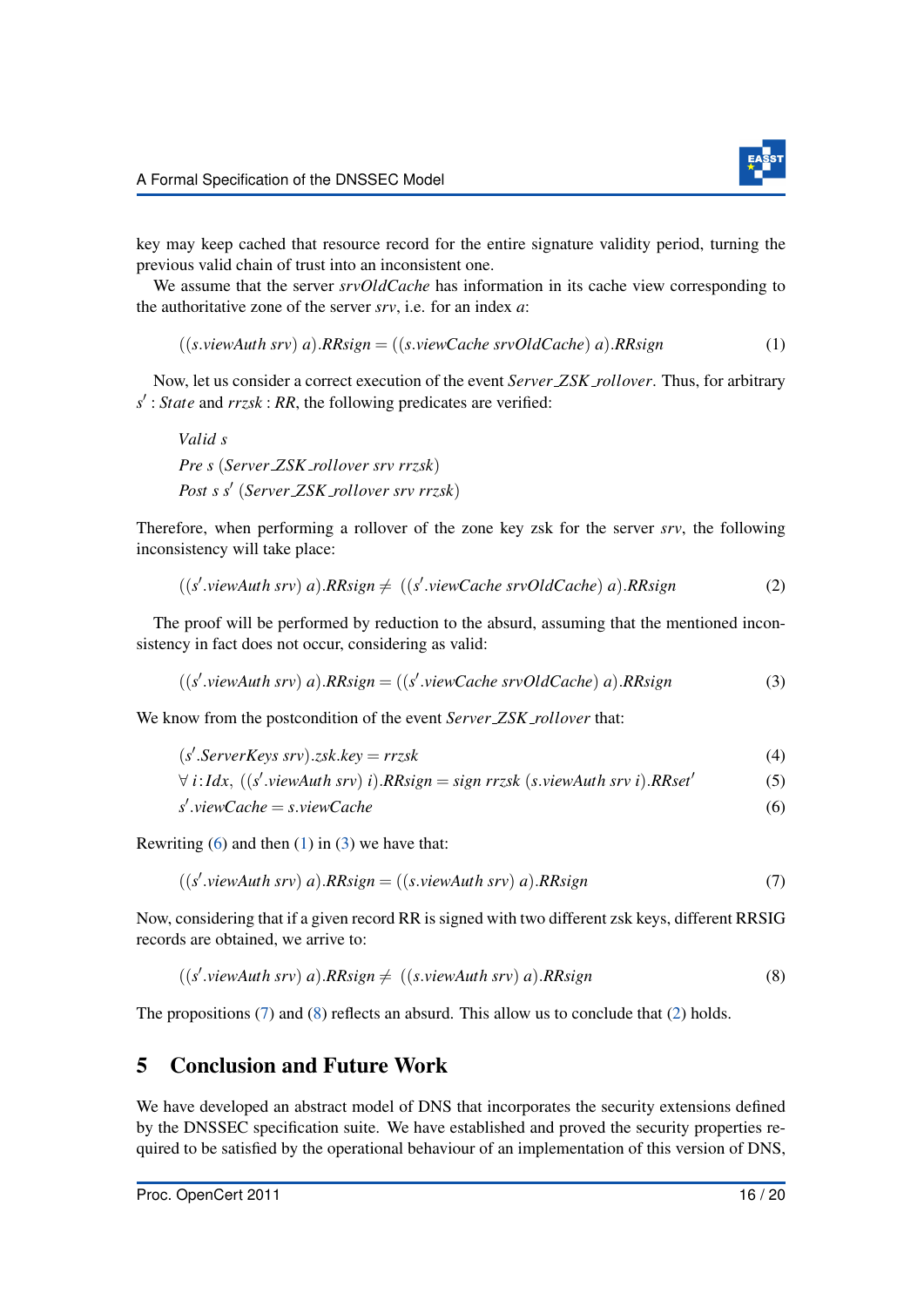key may keep cached that resource record for the entire signature validity period, turning the previous valid chain of trust into an inconsistent one.

We assume that the server *srvOldCache* has information in its cache view corresponding to the authoritative zone of the server *srv*, i.e. for an index *a*:

$$((s.viewAuth\ srv)\ a).RRsign = ((s.viewCache\ srvOldCache)\ a).RRsign \tag{1}$$

Now, let us consider a correct execution of the event *Server_ZSK_rollover*. Thus, for arbitrary $s' : State$ and $rrzsk : RR$, the following predicates are verified:

$$Valid\ s$$
$$Pre\ s\ (Server\_ZSK\_rollover\ srv\ rrzsk)$$
$$Post\ s\ s'\ (Server\_ZSK\_rollover\ srv\ rrzsk)$$

Therefore, when performing a rollover of the zone key zsk for the server *srv*, the following inconsistency will take place:

$$((s'.viewAuth\ srv)\ a).RRsign \neq ((s'.viewCache\ srvOldCache)\ a).RRsign \tag{2}$$

The proof will be performed by reduction to the absurd, assuming that the mentioned inconsistency in fact does not occur, considering as valid:

$$((s'.viewAuth\ srv)\ a).RRsign = ((s'.viewCache\ srvOldCache)\ a).RRsign \tag{3}$$

We know from the postcondition of the event *Server_ZSK_rollover* that:

$$(s'.ServerKeys\ srv).zsk.key = rrzsk \tag{4}$$
$$\forall\, i{:}Idx,\ ((s'.viewAuth\ srv)\ i).RRsign = sign\ rrzsk\ (s.viewAuth\ srv\ i).RRset' \tag{5}$$
$$s'.viewCache = s.viewCache \tag{6}$$

Rewriting (6) and then (1) in (3) we have that:

$$((s'.viewAuth\ srv)\ a).RRsign = ((s.viewAuth\ srv)\ a).RRsign \tag{7}$$

Now, considering that if a given record RR is signed with two different zsk keys, different RRSIG records are obtained, we arrive to:

$$((s'.viewAuth\ srv)\ a).RRsign \neq ((s.viewAuth\ srv)\ a).RRsign \tag{8}$$

The propositions (7) and (8) reflects an absurd. This allow us to conclude that (2) holds.

## 5 Conclusion and Future Work

We have developed an abstract model of DNS that incorporates the security extensions defined by the DNSSEC specification suite. We have established and proved the security properties required to be satisfied by the operational behaviour of an implementation of this version of DNS,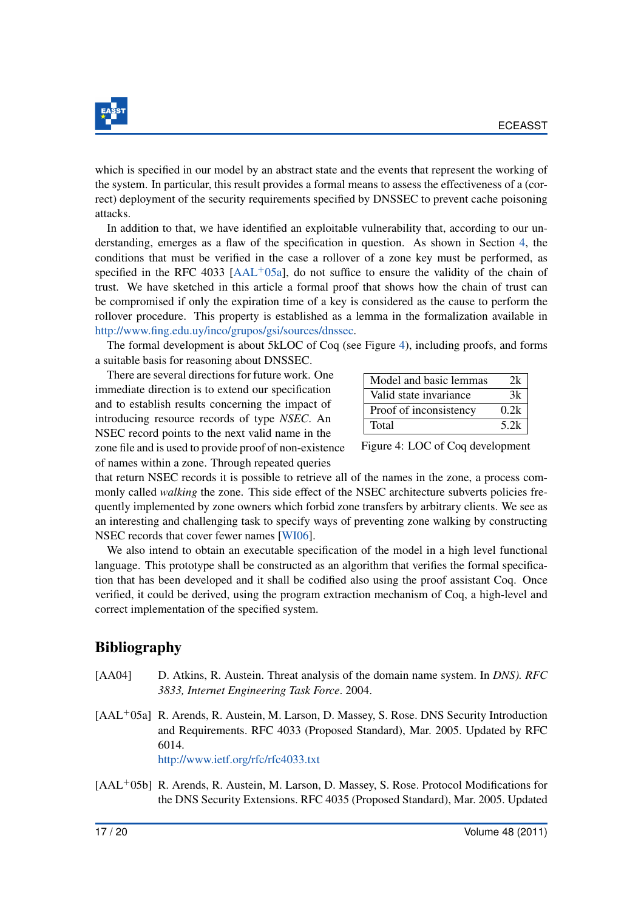which is specified in our model by an abstract state and the events that represent the working of the system. In particular, this result provides a formal means to assess the effectiveness of a (correct) deployment of the security requirements specified by DNSSEC to prevent cache poisoning attacks.

In addition to that, we have identified an exploitable vulnerability that, according to our understanding, emerges as a flaw of the specification in question. As shown in Section 4, the conditions that must be verified in the case a rollover of a zone key must be performed, as specified in the RFC 4033 [AAL+05a], do not suffice to ensure the validity of the chain of trust. We have sketched in this article a formal proof that shows how the chain of trust can be compromised if only the expiration time of a key is considered as the cause to perform the rollover procedure. This property is established as a lemma in the formalization available in http://www.fing.edu.uy/inco/grupos/gsi/sources/dnssec.

The formal development is about 5kLOC of Coq (see Figure 4), including proofs, and forms a suitable basis for reasoning about DNSSEC.

There are several directions for future work. One immediate direction is to extend our specification and to establish results concerning the impact of introducing resource records of type *NSEC*. An NSEC record points to the next valid name in the zone file and is used to provide proof of non-existence of names within a zone. Through repeated queries that return NSEC records it is possible to retrieve all of the names in the zone, a process commonly called *walking* the zone. This side effect of the NSEC architecture subverts policies frequently implemented by zone owners which forbid zone transfers by arbitrary clients. We see as an interesting and challenging task to specify ways of preventing zone walking by constructing NSEC records that cover fewer names [WI06].

| Model and basic lemmas | 2k |
|---|---|
| Valid state invariance | 3k |
| Proof of inconsistency | 0.2k |
| Total | 5.2k |

Figure 4: LOC of Coq development

We also intend to obtain an executable specification of the model in a high level functional language. This prototype shall be constructed as an algorithm that verifies the formal specification that has been developed and it shall be codified also using the proof assistant Coq. Once verified, it could be derived, using the program extraction mechanism of Coq, a high-level and correct implementation of the specified system.

## Bibliography

[AA04] D. Atkins, R. Austein. Threat analysis of the domain name system. In *DNS). RFC 3833, Internet Engineering Task Force*. 2004.

[AAL+05a] R. Arends, R. Austein, M. Larson, D. Massey, S. Rose. DNS Security Introduction and Requirements. RFC 4033 (Proposed Standard), Mar. 2005. Updated by RFC 6014.
http://www.ietf.org/rfc/rfc4033.txt

[AAL+05b] R. Arends, R. Austein, M. Larson, D. Massey, S. Rose. Protocol Modifications for the DNS Security Extensions. RFC 4035 (Proposed Standard), Mar. 2005. Updated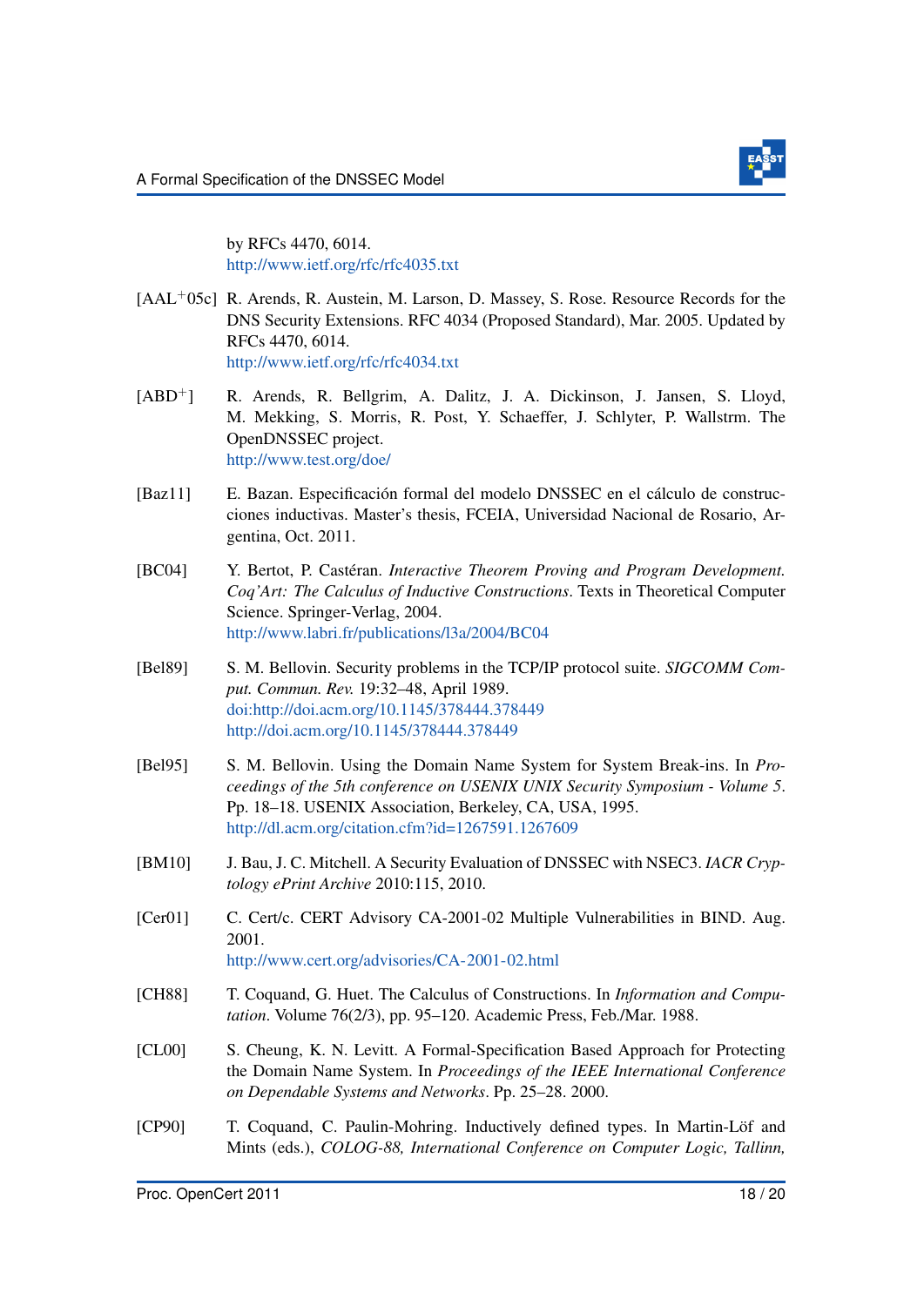by RFCs 4470, 6014.
http://www.ietf.org/rfc/rfc4035.txt

[AAL+05c] R. Arends, R. Austein, M. Larson, D. Massey, S. Rose. Resource Records for the DNS Security Extensions. RFC 4034 (Proposed Standard), Mar. 2005. Updated by RFCs 4470, 6014.
http://www.ietf.org/rfc/rfc4034.txt

[ABD+] R. Arends, R. Bellgrim, A. Dalitz, J. A. Dickinson, J. Jansen, S. Lloyd, M. Mekking, S. Morris, R. Post, Y. Schaeffer, J. Schlyter, P. Wallstrm. The OpenDNSSEC project.
http://www.test.org/doe/

[Baz11] E. Bazan. Especificación formal del modelo DNSSEC en el cálculo de construcciones inductivas. Master's thesis, FCEIA, Universidad Nacional de Rosario, Argentina, Oct. 2011.

[BC04] Y. Bertot, P. Castéran. *Interactive Theorem Proving and Program Development. Coq'Art: The Calculus of Inductive Constructions*. Texts in Theoretical Computer Science. Springer-Verlag, 2004.
http://www.labri.fr/publications/l3a/2004/BC04

[Bel89] S. M. Bellovin. Security problems in the TCP/IP protocol suite. *SIGCOMM Comput. Commun. Rev.* 19:32–48, April 1989.
doi:http://doi.acm.org/10.1145/378444.378449
http://doi.acm.org/10.1145/378444.378449

[Bel95] S. M. Bellovin. Using the Domain Name System for System Break-ins. In *Proceedings of the 5th conference on USENIX UNIX Security Symposium - Volume 5*. Pp. 18–18. USENIX Association, Berkeley, CA, USA, 1995.
http://dl.acm.org/citation.cfm?id=1267591.1267609

[BM10] J. Bau, J. C. Mitchell. A Security Evaluation of DNSSEC with NSEC3. *IACR Cryptology ePrint Archive* 2010:115, 2010.

[Cer01] C. Cert/c. CERT Advisory CA-2001-02 Multiple Vulnerabilities in BIND. Aug. 2001.
http://www.cert.org/advisories/CA-2001-02.html

[CH88] T. Coquand, G. Huet. The Calculus of Constructions. In *Information and Computation*. Volume 76(2/3), pp. 95–120. Academic Press, Feb./Mar. 1988.

[CL00] S. Cheung, K. N. Levitt. A Formal-Specification Based Approach for Protecting the Domain Name System. In *Proceedings of the IEEE International Conference on Dependable Systems and Networks*. Pp. 25–28. 2000.

[CP90] T. Coquand, C. Paulin-Mohring. Inductively defined types. In Martin-Löf and Mints (eds.), *COLOG-88, International Conference on Computer Logic, Tallinn,*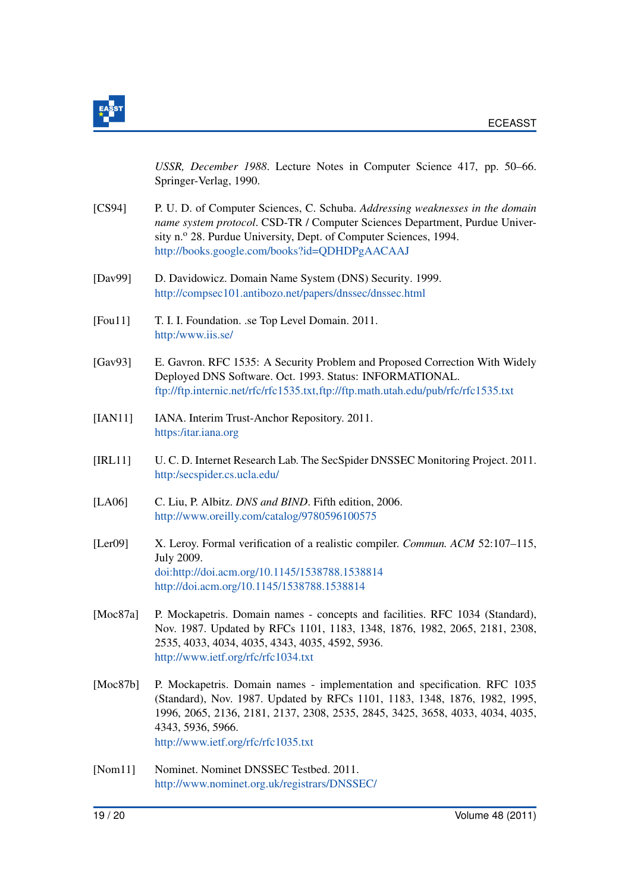*USSR, December 1988*. Lecture Notes in Computer Science 417, pp. 50–66. Springer-Verlag, 1990.

[CS94] P. U. D. of Computer Sciences, C. Schuba. *Addressing weaknesses in the domain name system protocol*. CSD-TR / Computer Sciences Department, Purdue University n.º 28. Purdue University, Dept. of Computer Sciences, 1994.
http://books.google.com/books?id=QDHDPgAACAAJ

[Dav99] D. Davidowicz. Domain Name System (DNS) Security. 1999.
http://compsec101.antibozo.net/papers/dnssec/dnssec.html

[Fou11] T. I. I. Foundation. .se Top Level Domain. 2011.
http:/www.iis.se/

[Gav93] E. Gavron. RFC 1535: A Security Problem and Proposed Correction With Widely Deployed DNS Software. Oct. 1993. Status: INFORMATIONAL.
ftp://ftp.internic.net/rfc/rfc1535.txt,ftp://ftp.math.utah.edu/pub/rfc/rfc1535.txt

[IAN11] IANA. Interim Trust-Anchor Repository. 2011.
https:/itar.iana.org

[IRL11] U. C. D. Internet Research Lab. The SecSpider DNSSEC Monitoring Project. 2011.
http:/secspider.cs.ucla.edu/

[LA06] C. Liu, P. Albitz. *DNS and BIND*. Fifth edition, 2006.
http://www.oreilly.com/catalog/9780596100575

[Ler09] X. Leroy. Formal verification of a realistic compiler. *Commun. ACM* 52:107–115, July 2009.
doi:http://doi.acm.org/10.1145/1538788.1538814
http://doi.acm.org/10.1145/1538788.1538814

[Moc87a] P. Mockapetris. Domain names - concepts and facilities. RFC 1034 (Standard), Nov. 1987. Updated by RFCs 1101, 1183, 1348, 1876, 1982, 2065, 2181, 2308, 2535, 4033, 4034, 4035, 4343, 4035, 4592, 5936.
http://www.ietf.org/rfc/rfc1034.txt

[Moc87b] P. Mockapetris. Domain names - implementation and specification. RFC 1035 (Standard), Nov. 1987. Updated by RFCs 1101, 1183, 1348, 1876, 1982, 1995, 1996, 2065, 2136, 2181, 2137, 2308, 2535, 2845, 3425, 3658, 4033, 4034, 4035, 4343, 5936, 5966.
http://www.ietf.org/rfc/rfc1035.txt

[Nom11] Nominet. Nominet DNSSEC Testbed. 2011.
http://www.nominet.org.uk/registrars/DNSSEC/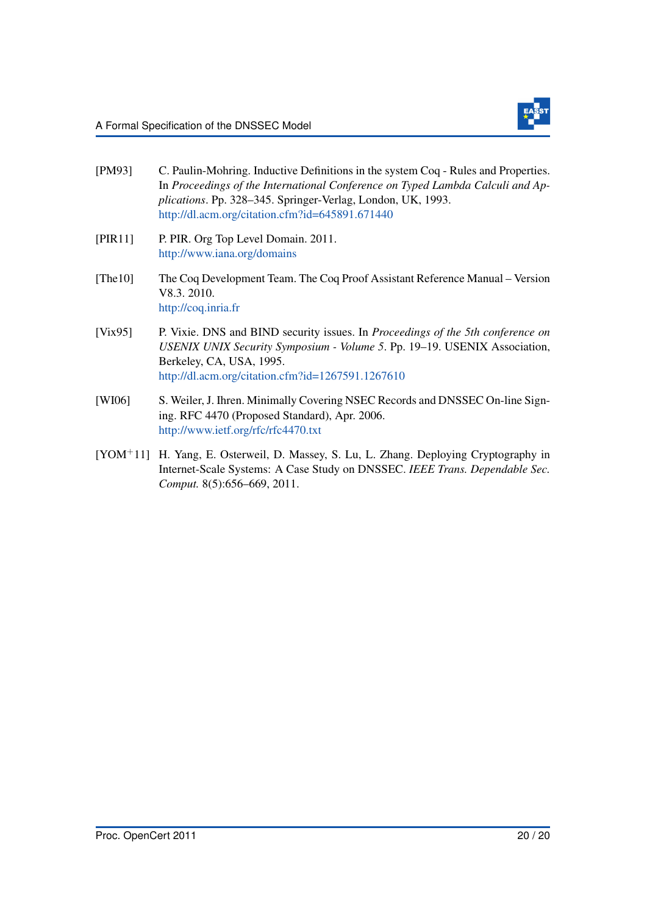[PM93] C. Paulin-Mohring. Inductive Definitions in the system Coq - Rules and Properties. In *Proceedings of the International Conference on Typed Lambda Calculi and Applications*. Pp. 328–345. Springer-Verlag, London, UK, 1993.
http://dl.acm.org/citation.cfm?id=645891.671440

[PIR11] P. PIR. Org Top Level Domain. 2011.
http://www.iana.org/domains

[The10] The Coq Development Team. The Coq Proof Assistant Reference Manual – Version V8.3. 2010.
http://coq.inria.fr

[Vix95] P. Vixie. DNS and BIND security issues. In *Proceedings of the 5th conference on USENIX UNIX Security Symposium - Volume 5*. Pp. 19–19. USENIX Association, Berkeley, CA, USA, 1995.
http://dl.acm.org/citation.cfm?id=1267591.1267610

[WI06] S. Weiler, J. Ihren. Minimally Covering NSEC Records and DNSSEC On-line Signing. RFC 4470 (Proposed Standard), Apr. 2006.
http://www.ietf.org/rfc/rfc4470.txt

[YOM+11] H. Yang, E. Osterweil, D. Massey, S. Lu, L. Zhang. Deploying Cryptography in Internet-Scale Systems: A Case Study on DNSSEC. *IEEE Trans. Dependable Sec. Comput.* 8(5):656–669, 2011.